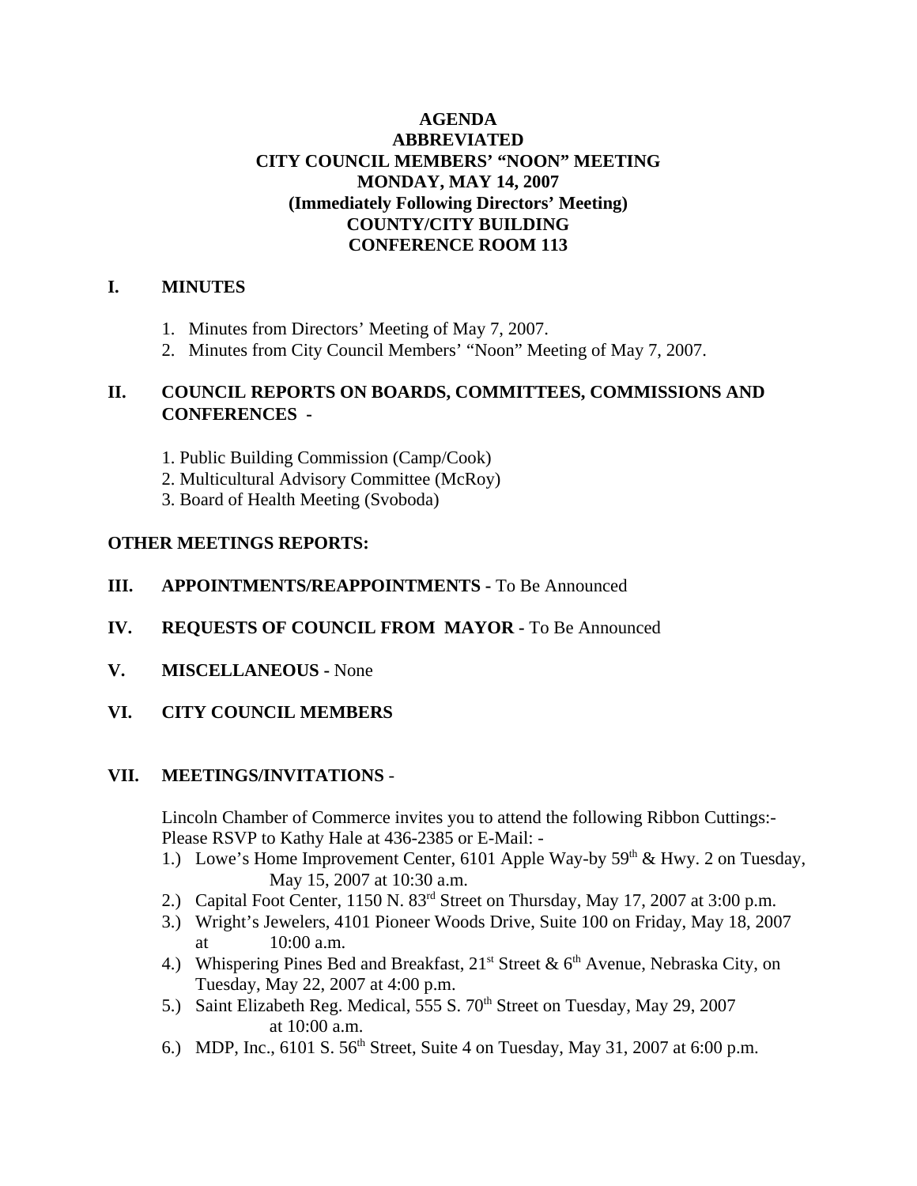# AGENDA
## ABBREVIATED
## CITY COUNCIL MEMBERS' "NOON" MEETING
## MONDAY, MAY 14, 2007
## (Immediately Following Directors' Meeting)
## COUNTY/CITY BUILDING
## CONFERENCE ROOM 113

## I. MINUTES

1. Minutes from Directors' Meeting of May 7, 2007.
2. Minutes from City Council Members' "Noon" Meeting of May 7, 2007.

## II. COUNCIL REPORTS ON BOARDS, COMMITTEES, COMMISSIONS AND CONFERENCES -

1. Public Building Commission (Camp/Cook)
2. Multicultural Advisory Committee (McRoy)
3. Board of Health Meeting (Svoboda)

## OTHER MEETINGS REPORTS:

## III. APPOINTMENTS/REAPPOINTMENTS - To Be Announced

## IV. REQUESTS OF COUNCIL FROM MAYOR - To Be Announced

## V. MISCELLANEOUS - None

## VI. CITY COUNCIL MEMBERS

## VII. MEETINGS/INVITATIONS -

Lincoln Chamber of Commerce invites you to attend the following Ribbon Cuttings:- Please RSVP to Kathy Hale at 436-2385 or E-Mail: -

1.) Lowe's Home Improvement Center, 6101 Apple Way-by 59th & Hwy. 2 on Tuesday, May 15, 2007 at 10:30 a.m.
2.) Capital Foot Center, 1150 N. 83rd Street on Thursday, May 17, 2007 at 3:00 p.m.
3.) Wright's Jewelers, 4101 Pioneer Woods Drive, Suite 100 on Friday, May 18, 2007 at 10:00 a.m.
4.) Whispering Pines Bed and Breakfast, 21st Street & 6th Avenue, Nebraska City, on Tuesday, May 22, 2007 at 4:00 p.m.
5.) Saint Elizabeth Reg. Medical, 555 S. 70th Street on Tuesday, May 29, 2007 at 10:00 a.m.
6.) MDP, Inc., 6101 S. 56th Street, Suite 4 on Tuesday, May 31, 2007 at 6:00 p.m.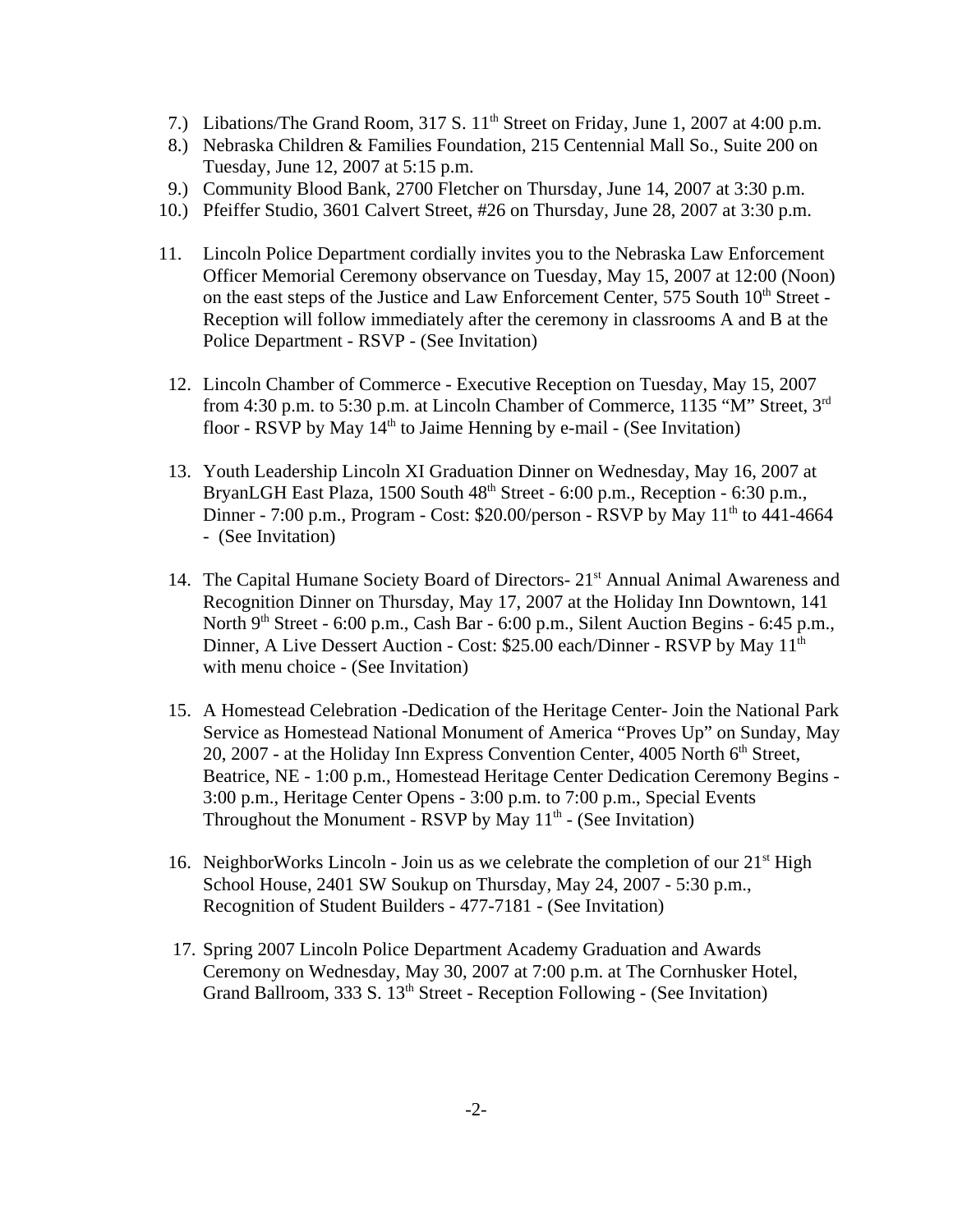7.) Libations/The Grand Room, 317 S. 11th Street on Friday, June 1, 2007 at 4:00 p.m.
8.) Nebraska Children & Families Foundation, 215 Centennial Mall So., Suite 200 on Tuesday, June 12, 2007 at 5:15 p.m.
9.) Community Blood Bank, 2700 Fletcher on Thursday, June 14, 2007 at 3:30 p.m.
10.) Pfeiffer Studio, 3601 Calvert Street, #26 on Thursday, June 28, 2007 at 3:30 p.m.

11. Lincoln Police Department cordially invites you to the Nebraska Law Enforcement Officer Memorial Ceremony observance on Tuesday, May 15, 2007 at 12:00 (Noon) on the east steps of the Justice and Law Enforcement Center, 575 South 10th Street - Reception will follow immediately after the ceremony in classrooms A and B at the Police Department - RSVP - (See Invitation)

12. Lincoln Chamber of Commerce - Executive Reception on Tuesday, May 15, 2007 from 4:30 p.m. to 5:30 p.m. at Lincoln Chamber of Commerce, 1135 "M" Street, 3rd floor - RSVP by May 14th to Jaime Henning by e-mail - (See Invitation)

13. Youth Leadership Lincoln XI Graduation Dinner on Wednesday, May 16, 2007 at BryanLGH East Plaza, 1500 South 48th Street - 6:00 p.m., Reception - 6:30 p.m., Dinner - 7:00 p.m., Program - Cost: $20.00/person - RSVP by May 11th to 441-4664 - (See Invitation)

14. The Capital Humane Society Board of Directors- 21st Annual Animal Awareness and Recognition Dinner on Thursday, May 17, 2007 at the Holiday Inn Downtown, 141 North 9th Street - 6:00 p.m., Cash Bar - 6:00 p.m., Silent Auction Begins - 6:45 p.m., Dinner, A Live Dessert Auction - Cost: $25.00 each/Dinner - RSVP by May 11th with menu choice - (See Invitation)

15. A Homestead Celebration -Dedication of the Heritage Center- Join the National Park Service as Homestead National Monument of America "Proves Up" on Sunday, May 20, 2007 - at the Holiday Inn Express Convention Center, 4005 North 6th Street, Beatrice, NE - 1:00 p.m., Homestead Heritage Center Dedication Ceremony Begins - 3:00 p.m., Heritage Center Opens - 3:00 p.m. to 7:00 p.m., Special Events Throughout the Monument - RSVP by May 11th - (See Invitation)

16. NeighborWorks Lincoln - Join us as we celebrate the completion of our 21st High School House, 2401 SW Soukup on Thursday, May 24, 2007 - 5:30 p.m., Recognition of Student Builders - 477-7181 - (See Invitation)

17. Spring 2007 Lincoln Police Department Academy Graduation and Awards Ceremony on Wednesday, May 30, 2007 at 7:00 p.m. at The Cornhusker Hotel, Grand Ballroom, 333 S. 13th Street - Reception Following - (See Invitation)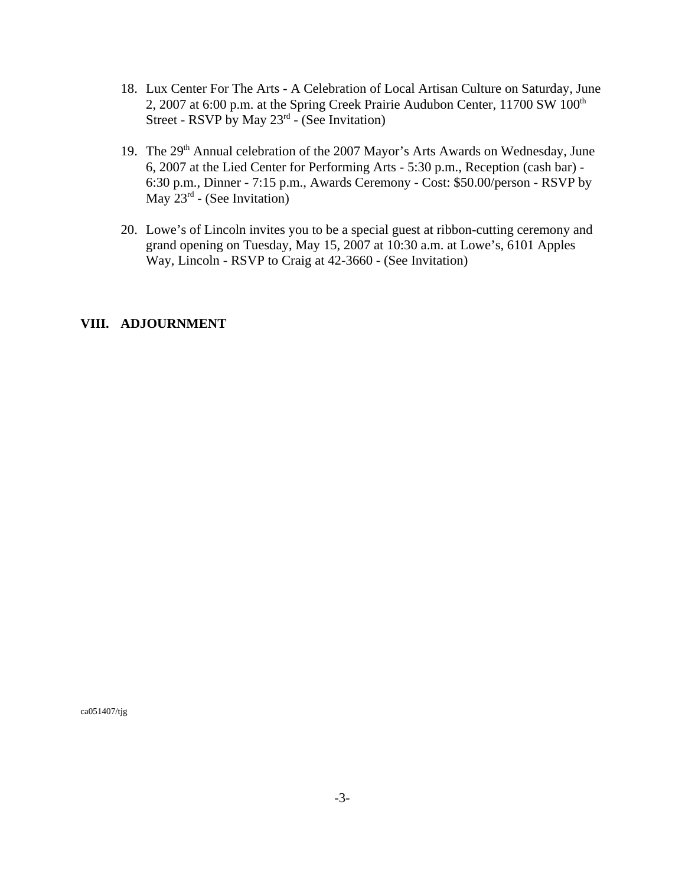18. Lux Center For The Arts - A Celebration of Local Artisan Culture on Saturday, June 2, 2007 at 6:00 p.m. at the Spring Creek Prairie Audubon Center, 11700 SW 100th Street - RSVP by May 23rd - (See Invitation)

19. The 29th Annual celebration of the 2007 Mayor's Arts Awards on Wednesday, June 6, 2007 at the Lied Center for Performing Arts - 5:30 p.m., Reception (cash bar) - 6:30 p.m., Dinner - 7:15 p.m., Awards Ceremony - Cost: $50.00/person - RSVP by May 23rd - (See Invitation)

20. Lowe's of Lincoln invites you to be a special guest at ribbon-cutting ceremony and grand opening on Tuesday, May 15, 2007 at 10:30 a.m. at Lowe's, 6101 Apples Way, Lincoln - RSVP to Craig at 42-3660 - (See Invitation)

## VIII. ADJOURNMENT

ca051407/tjg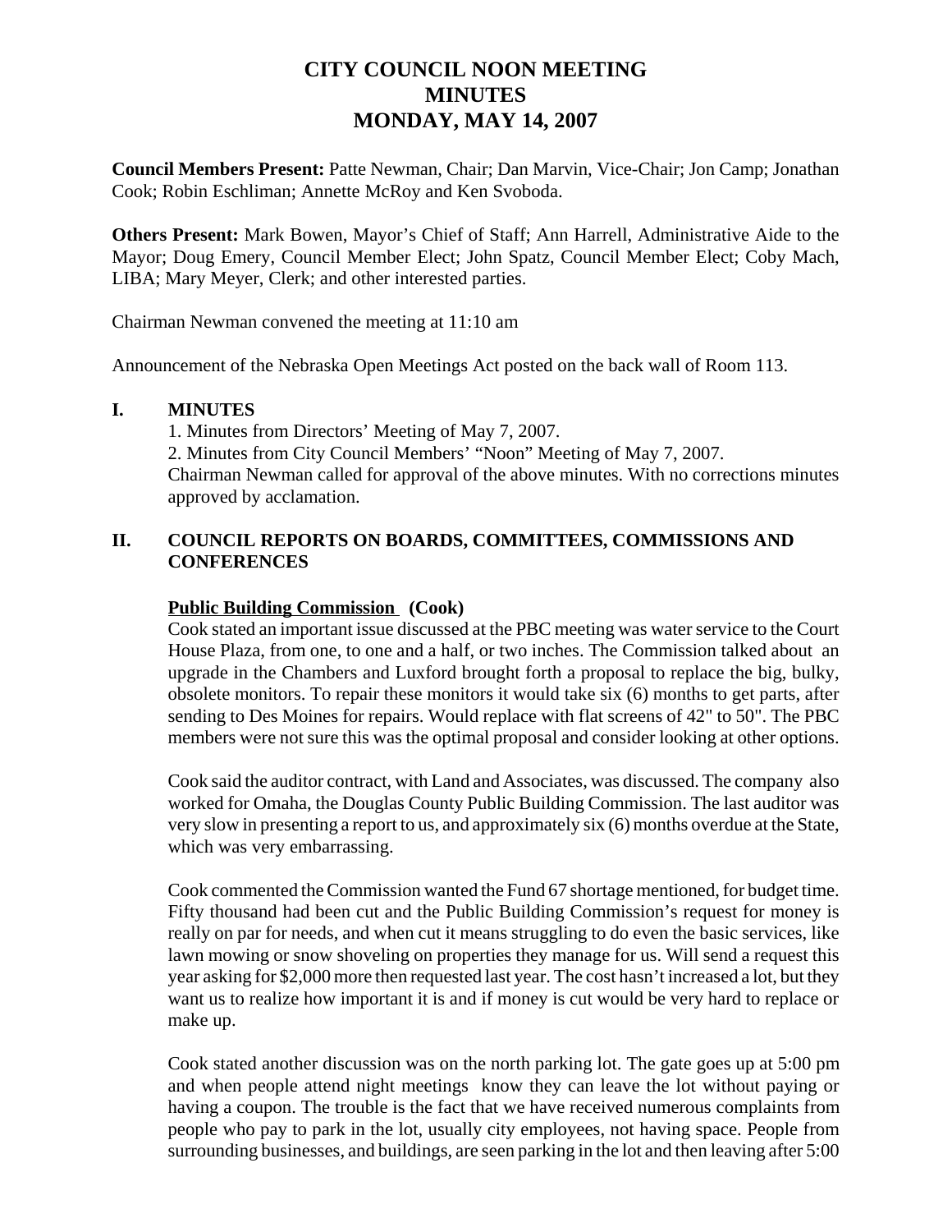# CITY COUNCIL NOON MEETING
# MINUTES
# MONDAY, MAY 14, 2007

**Council Members Present:** Patte Newman, Chair; Dan Marvin, Vice-Chair; Jon Camp; Jonathan Cook; Robin Eschliman; Annette McRoy and Ken Svoboda.

**Others Present:** Mark Bowen, Mayor's Chief of Staff; Ann Harrell, Administrative Aide to the Mayor; Doug Emery, Council Member Elect; John Spatz, Council Member Elect; Coby Mach, LIBA; Mary Meyer, Clerk; and other interested parties.

Chairman Newman convened the meeting at 11:10 am

Announcement of the Nebraska Open Meetings Act posted on the back wall of Room 113.

## I. MINUTES

1. Minutes from Directors' Meeting of May 7, 2007.
2. Minutes from City Council Members' "Noon" Meeting of May 7, 2007.

Chairman Newman called for approval of the above minutes. With no corrections minutes approved by acclamation.

## II. COUNCIL REPORTS ON BOARDS, COMMITTEES, COMMISSIONS AND CONFERENCES

**Public Building Commission (Cook)**

Cook stated an important issue discussed at the PBC meeting was water service to the Court House Plaza, from one, to one and a half, or two inches. The Commission talked about an upgrade in the Chambers and Luxford brought forth a proposal to replace the big, bulky, obsolete monitors. To repair these monitors it would take six (6) months to get parts, after sending to Des Moines for repairs. Would replace with flat screens of 42" to 50". The PBC members were not sure this was the optimal proposal and consider looking at other options.

Cook said the auditor contract, with Land and Associates, was discussed. The company also worked for Omaha, the Douglas County Public Building Commission. The last auditor was very slow in presenting a report to us, and approximately six (6) months overdue at the State, which was very embarrassing.

Cook commented the Commission wanted the Fund 67 shortage mentioned, for budget time. Fifty thousand had been cut and the Public Building Commission's request for money is really on par for needs, and when cut it means struggling to do even the basic services, like lawn mowing or snow shoveling on properties they manage for us. Will send a request this year asking for $2,000 more then requested last year. The cost hasn't increased a lot, but they want us to realize how important it is and if money is cut would be very hard to replace or make up.

Cook stated another discussion was on the north parking lot. The gate goes up at 5:00 pm and when people attend night meetings know they can leave the lot without paying or having a coupon. The trouble is the fact that we have received numerous complaints from people who pay to park in the lot, usually city employees, not having space. People from surrounding businesses, and buildings, are seen parking in the lot and then leaving after 5:00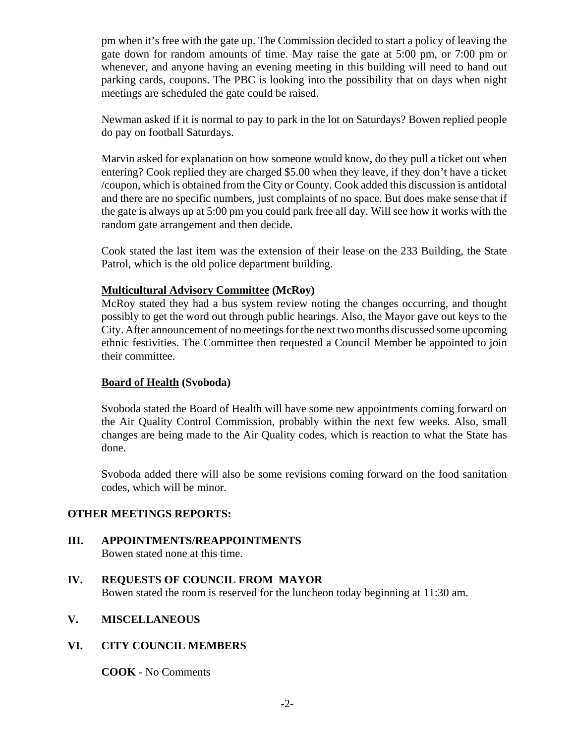pm when it's free with the gate up. The Commission decided to start a policy of leaving the gate down for random amounts of time. May raise the gate at 5:00 pm, or 7:00 pm or whenever, and anyone having an evening meeting in this building will need to hand out parking cards, coupons. The PBC is looking into the possibility that on days when night meetings are scheduled the gate could be raised.

Newman asked if it is normal to pay to park in the lot on Saturdays? Bowen replied people do pay on football Saturdays.

Marvin asked for explanation on how someone would know, do they pull a ticket out when entering? Cook replied they are charged $5.00 when they leave, if they don't have a ticket /coupon, which is obtained from the City or County. Cook added this discussion is antidotal and there are no specific numbers, just complaints of no space. But does make sense that if the gate is always up at 5:00 pm you could park free all day. Will see how it works with the random gate arrangement and then decide.

Cook stated the last item was the extension of their lease on the 233 Building, the State Patrol, which is the old police department building.

**Multicultural Advisory Committee (McRoy)**

McRoy stated they had a bus system review noting the changes occurring, and thought possibly to get the word out through public hearings. Also, the Mayor gave out keys to the City. After announcement of no meetings for the next two months discussed some upcoming ethnic festivities. The Committee then requested a Council Member be appointed to join their committee.

**Board of Health (Svoboda)**

Svoboda stated the Board of Health will have some new appointments coming forward on the Air Quality Control Commission, probably within the next few weeks. Also, small changes are being made to the Air Quality codes, which is reaction to what the State has done.

Svoboda added there will also be some revisions coming forward on the food sanitation codes, which will be minor.

**OTHER MEETINGS REPORTS:**

## III. APPOINTMENTS/REAPPOINTMENTS

Bowen stated none at this time.

## IV. REQUESTS OF COUNCIL FROM MAYOR

Bowen stated the room is reserved for the luncheon today beginning at 11:30 am.

## V. MISCELLANEOUS

## VI. CITY COUNCIL MEMBERS

**COOK** - No Comments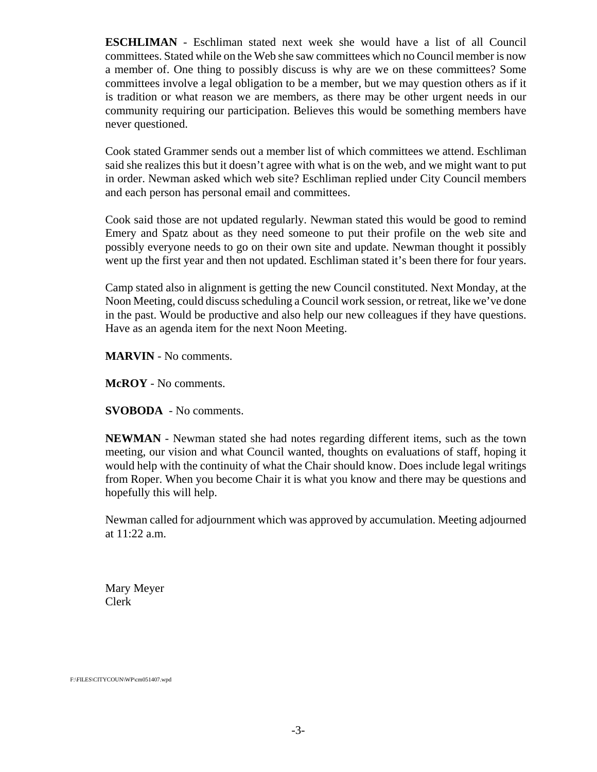**ESCHLIMAN** - Eschliman stated next week she would have a list of all Council committees. Stated while on the Web she saw committees which no Council member is now a member of. One thing to possibly discuss is why are we on these committees? Some committees involve a legal obligation to be a member, but we may question others as if it is tradition or what reason we are members, as there may be other urgent needs in our community requiring our participation. Believes this would be something members have never questioned.

Cook stated Grammer sends out a member list of which committees we attend. Eschliman said she realizes this but it doesn't agree with what is on the web, and we might want to put in order. Newman asked which web site? Eschliman replied under City Council members and each person has personal email and committees.

Cook said those are not updated regularly. Newman stated this would be good to remind Emery and Spatz about as they need someone to put their profile on the web site and possibly everyone needs to go on their own site and update. Newman thought it possibly went up the first year and then not updated. Eschliman stated it's been there for four years.

Camp stated also in alignment is getting the new Council constituted. Next Monday, at the Noon Meeting, could discuss scheduling a Council work session, or retreat, like we've done in the past. Would be productive and also help our new colleagues if they have questions. Have as an agenda item for the next Noon Meeting.

**MARVIN** - No comments.

**McROY** - No comments.

**SVOBODA** - No comments.

**NEWMAN** - Newman stated she had notes regarding different items, such as the town meeting, our vision and what Council wanted, thoughts on evaluations of staff, hoping it would help with the continuity of what the Chair should know. Does include legal writings from Roper. When you become Chair it is what you know and there may be questions and hopefully this will help.

Newman called for adjournment which was approved by accumulation. Meeting adjourned at 11:22 a.m.

Mary Meyer
Clerk

F:\FILES\CITYCOUN\WP\cm051407.wpd